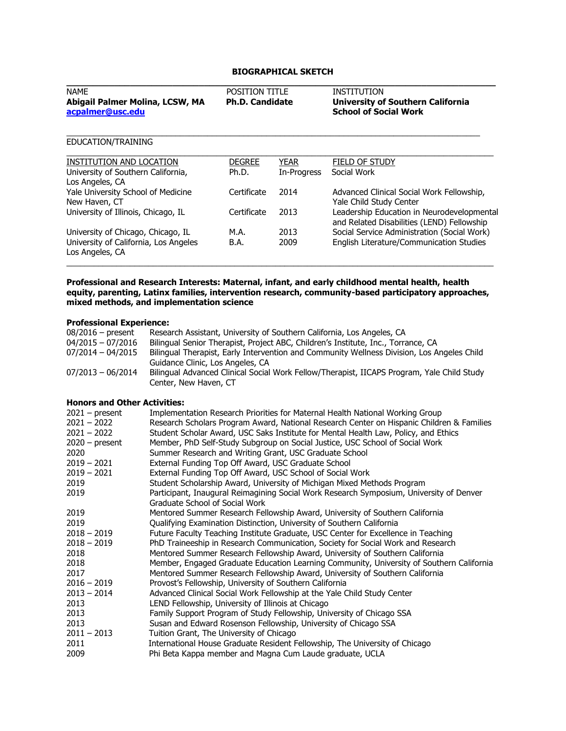# BIOGRAPHICAL SKETCH

| NAME | POSITION TITLE | INSTITUTION |
|---|---|---|
| **Abigail Palmer Molina, LCSW, MA** | **Ph.D. Candidate** | **University of Southern California School of Social Work** |
| **acpalmer@usc.edu** | | |

EDUCATION/TRAINING

| INSTITUTION AND LOCATION | DEGREE | YEAR | FIELD OF STUDY |
|---|---|---|---|
| University of Southern California, Los Angeles, CA | Ph.D. | In-Progress | Social Work |
| Yale University School of Medicine New Haven, CT | Certificate | 2014 | Advanced Clinical Social Work Fellowship, Yale Child Study Center |
| University of Illinois, Chicago, IL | Certificate | 2013 | Leadership Education in Neurodevelopmental and Related Disabilities (LEND) Fellowship |
| University of Chicago, Chicago, IL | M.A. | 2013 | Social Service Administration (Social Work) |
| University of California, Los Angeles Los Angeles, CA | B.A. | 2009 | English Literature/Communication Studies |

**Professional and Research Interests: Maternal, infant, and early childhood mental health, health equity, parenting, Latinx families, intervention research, community-based participatory approaches, mixed methods, and implementation science**

**Professional Experience:**

| | |
|---|---|
| 08/2016 – present | Research Assistant, University of Southern California, Los Angeles, CA |
| 04/2015 – 07/2016 | Bilingual Senior Therapist, Project ABC, Children's Institute, Inc., Torrance, CA |
| 07/2014 – 04/2015 | Bilingual Therapist, Early Intervention and Community Wellness Division, Los Angeles Child Guidance Clinic, Los Angeles, CA |
| 07/2013 – 06/2014 | Bilingual Advanced Clinical Social Work Fellow/Therapist, IICAPS Program, Yale Child Study Center, New Haven, CT |

**Honors and Other Activities:**

| | |
|---|---|
| 2021 – present | Implementation Research Priorities for Maternal Health National Working Group |
| 2021 – 2022 | Research Scholars Program Award, National Research Center on Hispanic Children & Families |
| 2021 – 2022 | Student Scholar Award, USC Saks Institute for Mental Health Law, Policy, and Ethics |
| 2020 – present | Member, PhD Self-Study Subgroup on Social Justice, USC School of Social Work |
| 2020 | Summer Research and Writing Grant, USC Graduate School |
| 2019 – 2021 | External Funding Top Off Award, USC Graduate School |
| 2019 – 2021 | External Funding Top Off Award, USC School of Social Work |
| 2019 | Student Scholarship Award, University of Michigan Mixed Methods Program |
| 2019 | Participant, Inaugural Reimagining Social Work Research Symposium, University of Denver Graduate School of Social Work |
| 2019 | Mentored Summer Research Fellowship Award, University of Southern California |
| 2019 | Qualifying Examination Distinction, University of Southern California |
| 2018 – 2019 | Future Faculty Teaching Institute Graduate, USC Center for Excellence in Teaching |
| 2018 – 2019 | PhD Traineeship in Research Communication, Society for Social Work and Research |
| 2018 | Mentored Summer Research Fellowship Award, University of Southern California |
| 2018 | Member, Engaged Graduate Education Learning Community, University of Southern California |
| 2017 | Mentored Summer Research Fellowship Award, University of Southern California |
| 2016 – 2019 | Provost's Fellowship, University of Southern California |
| 2013 – 2014 | Advanced Clinical Social Work Fellowship at the Yale Child Study Center |
| 2013 | LEND Fellowship, University of Illinois at Chicago |
| 2013 | Family Support Program of Study Fellowship, University of Chicago SSA |
| 2013 | Susan and Edward Rosenson Fellowship, University of Chicago SSA |
| 2011 – 2013 | Tuition Grant, The University of Chicago |
| 2011 | International House Graduate Resident Fellowship, The University of Chicago |
| 2009 | Phi Beta Kappa member and Magna Cum Laude graduate, UCLA |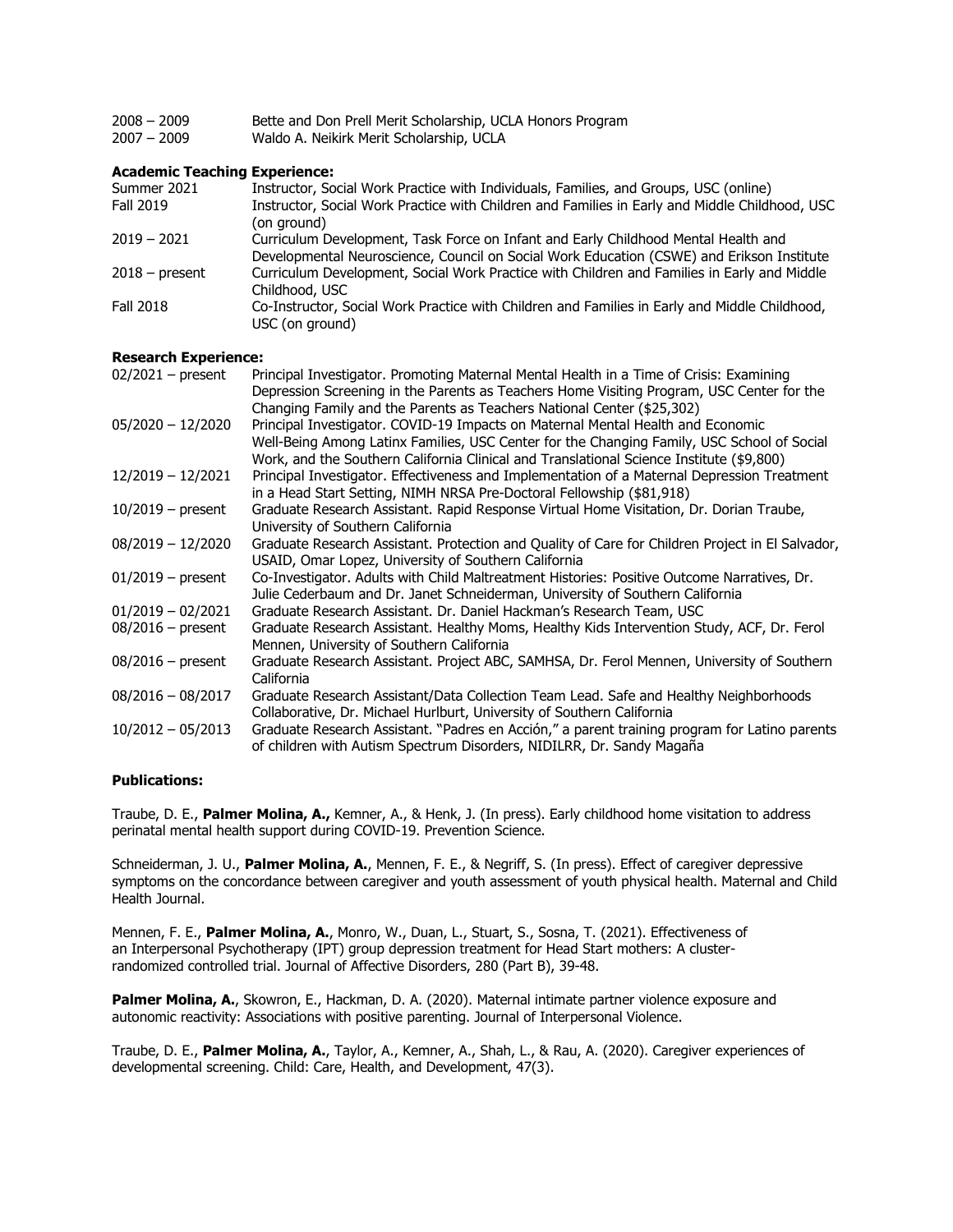2008 – 2009 Bette and Don Prell Merit Scholarship, UCLA Honors Program
2007 – 2009 Waldo A. Neikirk Merit Scholarship, UCLA

**Academic Teaching Experience:**

Summer 2021 Instructor, Social Work Practice with Individuals, Families, and Groups, USC (online)
Fall 2019 Instructor, Social Work Practice with Children and Families in Early and Middle Childhood, USC (on ground)
2019 – 2021 Curriculum Development, Task Force on Infant and Early Childhood Mental Health and Developmental Neuroscience, Council on Social Work Education (CSWE) and Erikson Institute
2018 – present Curriculum Development, Social Work Practice with Children and Families in Early and Middle Childhood, USC
Fall 2018 Co-Instructor, Social Work Practice with Children and Families in Early and Middle Childhood, USC (on ground)

**Research Experience:**

02/2021 – present Principal Investigator. Promoting Maternal Mental Health in a Time of Crisis: Examining Depression Screening in the Parents as Teachers Home Visiting Program, USC Center for the Changing Family and the Parents as Teachers National Center ($25,302)
05/2020 – 12/2020 Principal Investigator. COVID-19 Impacts on Maternal Mental Health and Economic Well-Being Among Latinx Families, USC Center for the Changing Family, USC School of Social Work, and the Southern California Clinical and Translational Science Institute ($9,800)
12/2019 – 12/2021 Principal Investigator. Effectiveness and Implementation of a Maternal Depression Treatment in a Head Start Setting, NIMH NRSA Pre-Doctoral Fellowship ($81,918)
10/2019 – present Graduate Research Assistant. Rapid Response Virtual Home Visitation, Dr. Dorian Traube, University of Southern California
08/2019 – 12/2020 Graduate Research Assistant. Protection and Quality of Care for Children Project in El Salvador, USAID, Omar Lopez, University of Southern California
01/2019 – present Co-Investigator. Adults with Child Maltreatment Histories: Positive Outcome Narratives, Dr. Julie Cederbaum and Dr. Janet Schneiderman, University of Southern California
01/2019 – 02/2021 Graduate Research Assistant. Dr. Daniel Hackman's Research Team, USC
08/2016 – present Graduate Research Assistant. Healthy Moms, Healthy Kids Intervention Study, ACF, Dr. Ferol Mennen, University of Southern California
08/2016 – present Graduate Research Assistant. Project ABC, SAMHSA, Dr. Ferol Mennen, University of Southern California
08/2016 – 08/2017 Graduate Research Assistant/Data Collection Team Lead. Safe and Healthy Neighborhoods Collaborative, Dr. Michael Hurlburt, University of Southern California
10/2012 – 05/2013 Graduate Research Assistant. "Padres en Acción," a parent training program for Latino parents of children with Autism Spectrum Disorders, NIDILRR, Dr. Sandy Magaña

**Publications:**

Traube, D. E., **Palmer Molina, A.,** Kemner, A., & Henk, J. (In press). Early childhood home visitation to address perinatal mental health support during COVID-19. Prevention Science.

Schneiderman, J. U., **Palmer Molina, A.**, Mennen, F. E., & Negriff, S. (In press). Effect of caregiver depressive symptoms on the concordance between caregiver and youth assessment of youth physical health. Maternal and Child Health Journal.

Mennen, F. E., **Palmer Molina, A.**, Monro, W., Duan, L., Stuart, S., Sosna, T. (2021). Effectiveness of an Interpersonal Psychotherapy (IPT) group depression treatment for Head Start mothers: A cluster-randomized controlled trial. Journal of Affective Disorders, 280 (Part B), 39-48.

**Palmer Molina, A.**, Skowron, E., Hackman, D. A. (2020). Maternal intimate partner violence exposure and autonomic reactivity: Associations with positive parenting. Journal of Interpersonal Violence.

Traube, D. E., **Palmer Molina, A.**, Taylor, A., Kemner, A., Shah, L., & Rau, A. (2020). Caregiver experiences of developmental screening. Child: Care, Health, and Development, 47(3).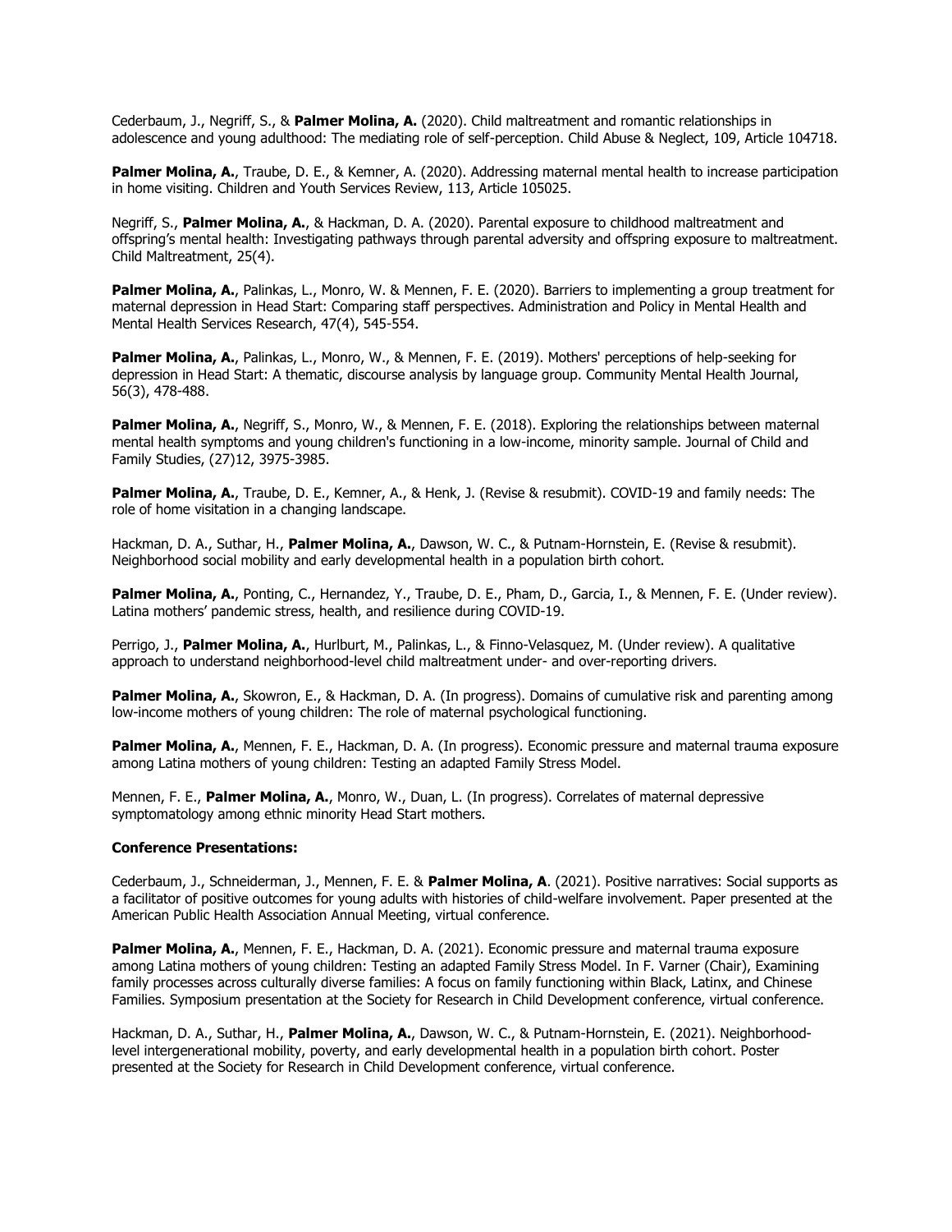Cederbaum, J., Negriff, S., & **Palmer Molina, A.** (2020). Child maltreatment and romantic relationships in adolescence and young adulthood: The mediating role of self-perception. Child Abuse & Neglect, 109, Article 104718.

**Palmer Molina, A.**, Traube, D. E., & Kemner, A. (2020). Addressing maternal mental health to increase participation in home visiting. Children and Youth Services Review, 113, Article 105025.

Negriff, S., **Palmer Molina, A.**, & Hackman, D. A. (2020). Parental exposure to childhood maltreatment and offspring's mental health: Investigating pathways through parental adversity and offspring exposure to maltreatment. Child Maltreatment, 25(4).

**Palmer Molina, A.**, Palinkas, L., Monro, W. & Mennen, F. E. (2020). Barriers to implementing a group treatment for maternal depression in Head Start: Comparing staff perspectives. Administration and Policy in Mental Health and Mental Health Services Research, 47(4), 545-554.

**Palmer Molina, A.**, Palinkas, L., Monro, W., & Mennen, F. E. (2019). Mothers' perceptions of help-seeking for depression in Head Start: A thematic, discourse analysis by language group. Community Mental Health Journal, 56(3), 478-488.

**Palmer Molina, A.**, Negriff, S., Monro, W., & Mennen, F. E. (2018). Exploring the relationships between maternal mental health symptoms and young children's functioning in a low-income, minority sample. Journal of Child and Family Studies, (27)12, 3975-3985.

**Palmer Molina, A.**, Traube, D. E., Kemner, A., & Henk, J. (Revise & resubmit). COVID-19 and family needs: The role of home visitation in a changing landscape.

Hackman, D. A., Suthar, H., **Palmer Molina, A.**, Dawson, W. C., & Putnam-Hornstein, E. (Revise & resubmit). Neighborhood social mobility and early developmental health in a population birth cohort.

**Palmer Molina, A.**, Ponting, C., Hernandez, Y., Traube, D. E., Pham, D., Garcia, I., & Mennen, F. E. (Under review). Latina mothers' pandemic stress, health, and resilience during COVID-19.

Perrigo, J., **Palmer Molina, A.**, Hurlburt, M., Palinkas, L., & Finno-Velasquez, M. (Under review). A qualitative approach to understand neighborhood-level child maltreatment under- and over-reporting drivers.

**Palmer Molina, A.**, Skowron, E., & Hackman, D. A. (In progress). Domains of cumulative risk and parenting among low-income mothers of young children: The role of maternal psychological functioning.

**Palmer Molina, A.**, Mennen, F. E., Hackman, D. A. (In progress). Economic pressure and maternal trauma exposure among Latina mothers of young children: Testing an adapted Family Stress Model.

Mennen, F. E., **Palmer Molina, A.**, Monro, W., Duan, L. (In progress). Correlates of maternal depressive symptomatology among ethnic minority Head Start mothers.

**Conference Presentations:**

Cederbaum, J., Schneiderman, J., Mennen, F. E. & **Palmer Molina, A**. (2021). Positive narratives: Social supports as a facilitator of positive outcomes for young adults with histories of child-welfare involvement. Paper presented at the American Public Health Association Annual Meeting, virtual conference.

**Palmer Molina, A.**, Mennen, F. E., Hackman, D. A. (2021). Economic pressure and maternal trauma exposure among Latina mothers of young children: Testing an adapted Family Stress Model. In F. Varner (Chair), Examining family processes across culturally diverse families: A focus on family functioning within Black, Latinx, and Chinese Families. Symposium presentation at the Society for Research in Child Development conference, virtual conference.

Hackman, D. A., Suthar, H., **Palmer Molina, A.**, Dawson, W. C., & Putnam-Hornstein, E. (2021). Neighborhood-level intergenerational mobility, poverty, and early developmental health in a population birth cohort. Poster presented at the Society for Research in Child Development conference, virtual conference.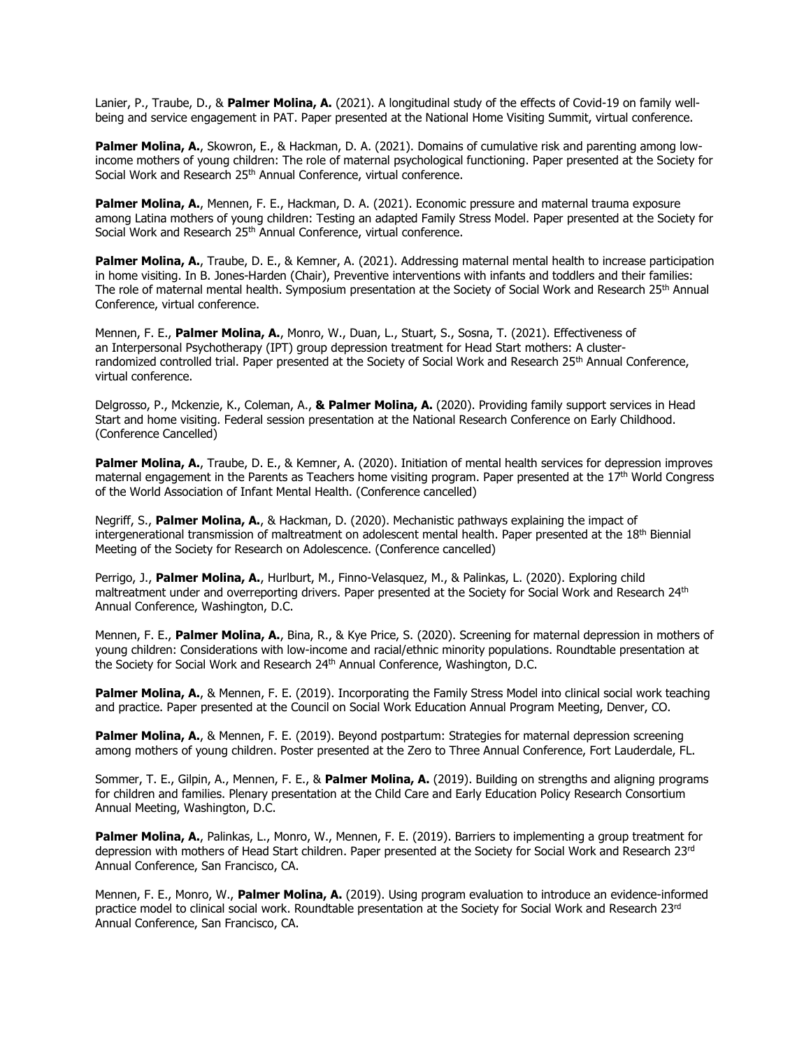Lanier, P., Traube, D., & **Palmer Molina, A.** (2021). A longitudinal study of the effects of Covid-19 on family well-being and service engagement in PAT. Paper presented at the National Home Visiting Summit, virtual conference.

**Palmer Molina, A.**, Skowron, E., & Hackman, D. A. (2021). Domains of cumulative risk and parenting among low-income mothers of young children: The role of maternal psychological functioning. Paper presented at the Society for Social Work and Research 25th Annual Conference, virtual conference.

**Palmer Molina, A.**, Mennen, F. E., Hackman, D. A. (2021). Economic pressure and maternal trauma exposure among Latina mothers of young children: Testing an adapted Family Stress Model. Paper presented at the Society for Social Work and Research 25th Annual Conference, virtual conference.

**Palmer Molina, A.**, Traube, D. E., & Kemner, A. (2021). Addressing maternal mental health to increase participation in home visiting. In B. Jones-Harden (Chair), Preventive interventions with infants and toddlers and their families: The role of maternal mental health. Symposium presentation at the Society of Social Work and Research 25th Annual Conference, virtual conference.

Mennen, F. E., **Palmer Molina, A.**, Monro, W., Duan, L., Stuart, S., Sosna, T. (2021). Effectiveness of an Interpersonal Psychotherapy (IPT) group depression treatment for Head Start mothers: A cluster-randomized controlled trial. Paper presented at the Society of Social Work and Research 25th Annual Conference, virtual conference.

Delgrosso, P., Mckenzie, K., Coleman, A., **& Palmer Molina, A.** (2020). Providing family support services in Head Start and home visiting. Federal session presentation at the National Research Conference on Early Childhood. (Conference Cancelled)

**Palmer Molina, A.**, Traube, D. E., & Kemner, A. (2020). Initiation of mental health services for depression improves maternal engagement in the Parents as Teachers home visiting program. Paper presented at the 17th World Congress of the World Association of Infant Mental Health. (Conference cancelled)

Negriff, S., **Palmer Molina, A.**, & Hackman, D. (2020). Mechanistic pathways explaining the impact of intergenerational transmission of maltreatment on adolescent mental health. Paper presented at the 18th Biennial Meeting of the Society for Research on Adolescence. (Conference cancelled)

Perrigo, J., **Palmer Molina, A.**, Hurlburt, M., Finno-Velasquez, M., & Palinkas, L. (2020). Exploring child maltreatment under and overreporting drivers. Paper presented at the Society for Social Work and Research 24th Annual Conference, Washington, D.C.

Mennen, F. E., **Palmer Molina, A.**, Bina, R., & Kye Price, S. (2020). Screening for maternal depression in mothers of young children: Considerations with low-income and racial/ethnic minority populations. Roundtable presentation at the Society for Social Work and Research 24th Annual Conference, Washington, D.C.

**Palmer Molina, A.**, & Mennen, F. E. (2019). Incorporating the Family Stress Model into clinical social work teaching and practice. Paper presented at the Council on Social Work Education Annual Program Meeting, Denver, CO.

**Palmer Molina, A.**, & Mennen, F. E. (2019). Beyond postpartum: Strategies for maternal depression screening among mothers of young children. Poster presented at the Zero to Three Annual Conference, Fort Lauderdale, FL.

Sommer, T. E., Gilpin, A., Mennen, F. E., & **Palmer Molina, A.** (2019). Building on strengths and aligning programs for children and families. Plenary presentation at the Child Care and Early Education Policy Research Consortium Annual Meeting, Washington, D.C.

**Palmer Molina, A.**, Palinkas, L., Monro, W., Mennen, F. E. (2019). Barriers to implementing a group treatment for depression with mothers of Head Start children. Paper presented at the Society for Social Work and Research 23rd Annual Conference, San Francisco, CA.

Mennen, F. E., Monro, W., **Palmer Molina, A.** (2019). Using program evaluation to introduce an evidence-informed practice model to clinical social work. Roundtable presentation at the Society for Social Work and Research 23rd Annual Conference, San Francisco, CA.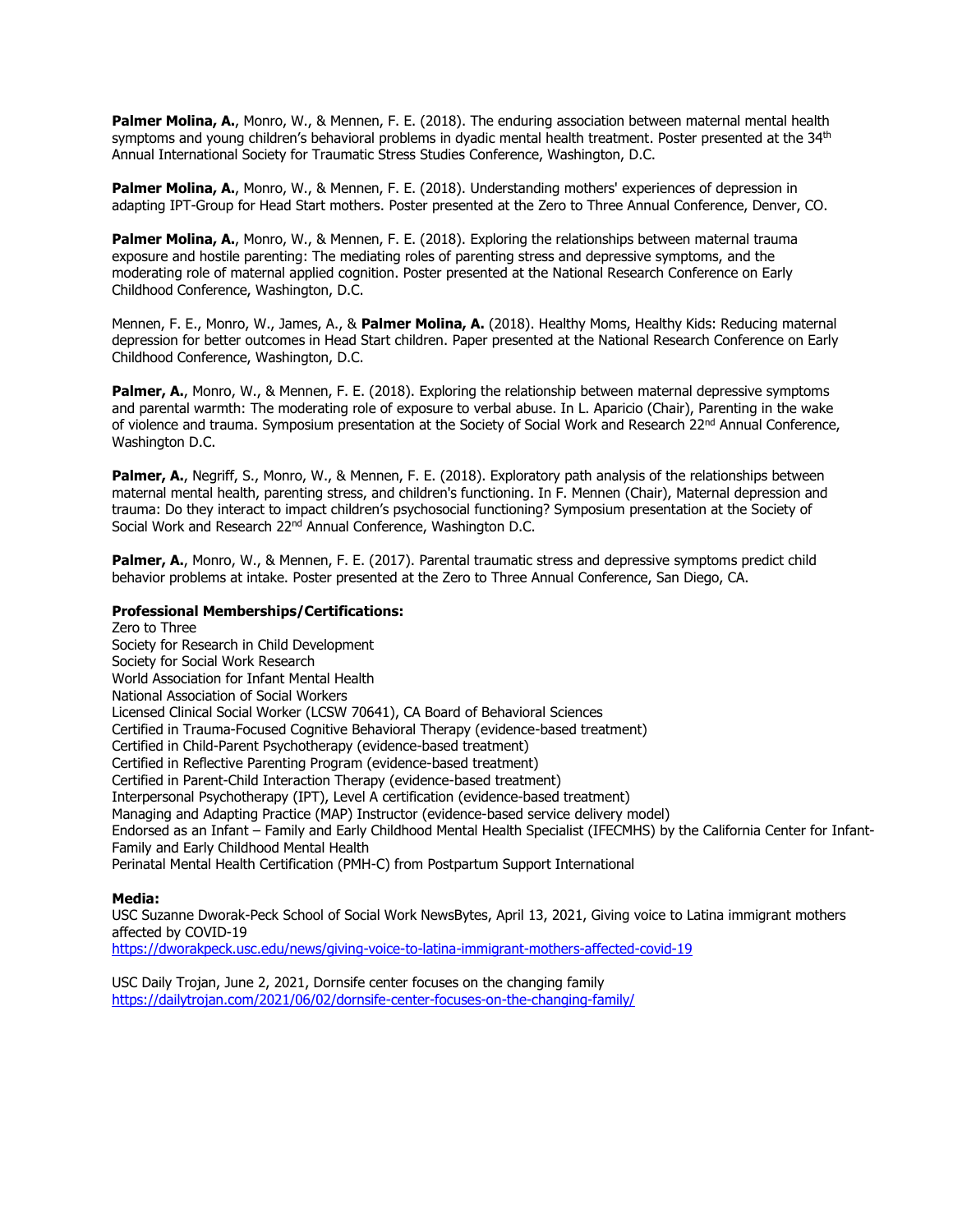**Palmer Molina, A.**, Monro, W., & Mennen, F. E. (2018). The enduring association between maternal mental health symptoms and young children's behavioral problems in dyadic mental health treatment. Poster presented at the 34th Annual International Society for Traumatic Stress Studies Conference, Washington, D.C.

**Palmer Molina, A.**, Monro, W., & Mennen, F. E. (2018). Understanding mothers' experiences of depression in adapting IPT-Group for Head Start mothers. Poster presented at the Zero to Three Annual Conference, Denver, CO.

**Palmer Molina, A.**, Monro, W., & Mennen, F. E. (2018). Exploring the relationships between maternal trauma exposure and hostile parenting: The mediating roles of parenting stress and depressive symptoms, and the moderating role of maternal applied cognition. Poster presented at the National Research Conference on Early Childhood Conference, Washington, D.C.

Mennen, F. E., Monro, W., James, A., & **Palmer Molina, A.** (2018). Healthy Moms, Healthy Kids: Reducing maternal depression for better outcomes in Head Start children. Paper presented at the National Research Conference on Early Childhood Conference, Washington, D.C.

**Palmer, A.**, Monro, W., & Mennen, F. E. (2018). Exploring the relationship between maternal depressive symptoms and parental warmth: The moderating role of exposure to verbal abuse. In L. Aparicio (Chair), Parenting in the wake of violence and trauma. Symposium presentation at the Society of Social Work and Research 22nd Annual Conference, Washington D.C.

**Palmer, A.**, Negriff, S., Monro, W., & Mennen, F. E. (2018). Exploratory path analysis of the relationships between maternal mental health, parenting stress, and children's functioning. In F. Mennen (Chair), Maternal depression and trauma: Do they interact to impact children's psychosocial functioning? Symposium presentation at the Society of Social Work and Research 22nd Annual Conference, Washington D.C.

**Palmer, A.**, Monro, W., & Mennen, F. E. (2017). Parental traumatic stress and depressive symptoms predict child behavior problems at intake. Poster presented at the Zero to Three Annual Conference, San Diego, CA.

**Professional Memberships/Certifications:**

Zero to Three
Society for Research in Child Development
Society for Social Work Research
World Association for Infant Mental Health
National Association of Social Workers
Licensed Clinical Social Worker (LCSW 70641), CA Board of Behavioral Sciences
Certified in Trauma-Focused Cognitive Behavioral Therapy (evidence-based treatment)
Certified in Child-Parent Psychotherapy (evidence-based treatment)
Certified in Reflective Parenting Program (evidence-based treatment)
Certified in Parent-Child Interaction Therapy (evidence-based treatment)
Interpersonal Psychotherapy (IPT), Level A certification (evidence-based treatment)
Managing and Adapting Practice (MAP) Instructor (evidence-based service delivery model)
Endorsed as an Infant – Family and Early Childhood Mental Health Specialist (IFECMHS) by the California Center for Infant-Family and Early Childhood Mental Health
Perinatal Mental Health Certification (PMH-C) from Postpartum Support International

**Media:**

USC Suzanne Dworak-Peck School of Social Work NewsBytes, April 13, 2021, Giving voice to Latina immigrant mothers affected by COVID-19
https://dworakpeck.usc.edu/news/giving-voice-to-latina-immigrant-mothers-affected-covid-19

USC Daily Trojan, June 2, 2021, Dornsife center focuses on the changing family
https://dailytrojan.com/2021/06/02/dornsife-center-focuses-on-the-changing-family/